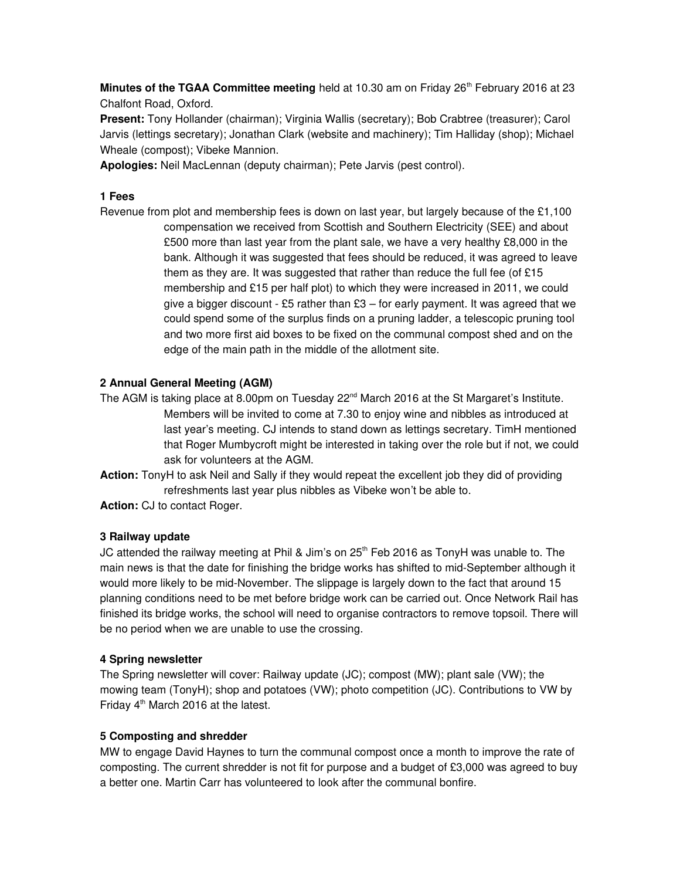**Minutes of the TGAA Committee meeting** held at 10.30 am on Friday 26th February 2016 at 23 Chalfont Road, Oxford.

**Present:** Tony Hollander (chairman); Virginia Wallis (secretary); Bob Crabtree (treasurer); Carol Jarvis (lettings secretary); Jonathan Clark (website and machinery); Tim Halliday (shop); Michael Wheale (compost); Vibeke Mannion.

**Apologies:** Neil MacLennan (deputy chairman); Pete Jarvis (pest control).

**1 Fees**

Revenue from plot and membership fees is down on last year, but largely because of the £1,100 compensation we received from Scottish and Southern Electricity (SEE) and about £500 more than last year from the plant sale, we have a very healthy £8,000 in the bank. Although it was suggested that fees should be reduced, it was agreed to leave them as they are. It was suggested that rather than reduce the full fee (of £15 membership and £15 per half plot) to which they were increased in 2011, we could give a bigger discount - £5 rather than £3 – for early payment. It was agreed that we could spend some of the surplus finds on a pruning ladder, a telescopic pruning tool and two more first aid boxes to be fixed on the communal compost shed and on the edge of the main path in the middle of the allotment site.

**2 Annual General Meeting (AGM)**

The AGM is taking place at 8.00pm on Tuesday 22nd March 2016 at the St Margaret's Institute. Members will be invited to come at 7.30 to enjoy wine and nibbles as introduced at last year's meeting. CJ intends to stand down as lettings secretary. TimH mentioned that Roger Mumbycroft might be interested in taking over the role but if not, we could ask for volunteers at the AGM.

**Action:** TonyH to ask Neil and Sally if they would repeat the excellent job they did of providing refreshments last year plus nibbles as Vibeke won't be able to.

**Action:** CJ to contact Roger.

**3 Railway update**

JC attended the railway meeting at Phil & Jim's on 25th Feb 2016 as TonyH was unable to. The main news is that the date for finishing the bridge works has shifted to mid-September although it would more likely to be mid-November. The slippage is largely down to the fact that around 15 planning conditions need to be met before bridge work can be carried out. Once Network Rail has finished its bridge works, the school will need to organise contractors to remove topsoil. There will be no period when we are unable to use the crossing.

**4 Spring newsletter**

The Spring newsletter will cover: Railway update (JC); compost (MW); plant sale (VW); the mowing team (TonyH); shop and potatoes (VW); photo competition (JC). Contributions to VW by Friday 4th March 2016 at the latest.

**5 Composting and shredder**

MW to engage David Haynes to turn the communal compost once a month to improve the rate of composting. The current shredder is not fit for purpose and a budget of £3,000 was agreed to buy a better one. Martin Carr has volunteered to look after the communal bonfire.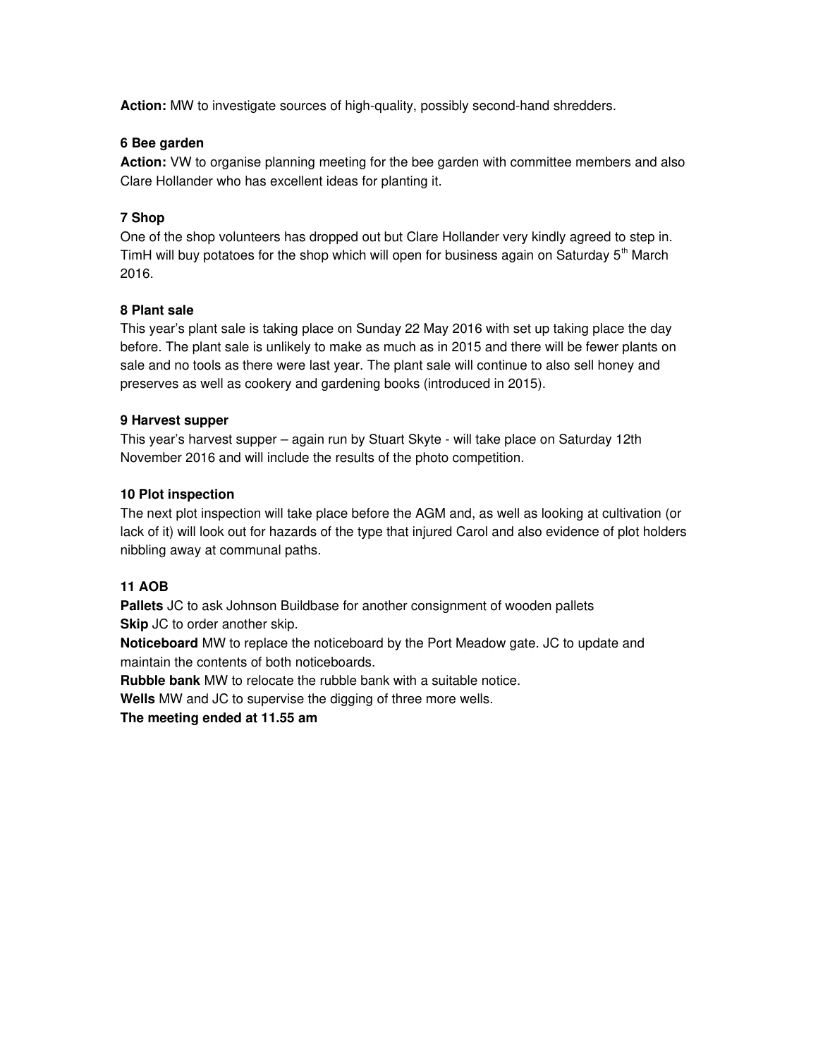**Action:** MW to investigate sources of high-quality, possibly second-hand shredders.

**6 Bee garden**

**Action:** VW to organise planning meeting for the bee garden with committee members and also Clare Hollander who has excellent ideas for planting it.

**7 Shop**

One of the shop volunteers has dropped out but Clare Hollander very kindly agreed to step in. TimH will buy potatoes for the shop which will open for business again on Saturday 5th March 2016.

**8 Plant sale**

This year's plant sale is taking place on Sunday 22 May 2016 with set up taking place the day before. The plant sale is unlikely to make as much as in 2015 and there will be fewer plants on sale and no tools as there were last year. The plant sale will continue to also sell honey and preserves as well as cookery and gardening books (introduced in 2015).

**9 Harvest supper**

This year's harvest supper – again run by Stuart Skyte - will take place on Saturday 12th November 2016 and will include the results of the photo competition.

**10 Plot inspection**

The next plot inspection will take place before the AGM and, as well as looking at cultivation (or lack of it) will look out for hazards of the type that injured Carol and also evidence of plot holders nibbling away at communal paths.

**11 AOB**

**Pallets** JC to ask Johnson Buildbase for another consignment of wooden pallets
**Skip** JC to order another skip.
**Noticeboard** MW to replace the noticeboard by the Port Meadow gate. JC to update and maintain the contents of both noticeboards.
**Rubble bank** MW to relocate the rubble bank with a suitable notice.
**Wells** MW and JC to supervise the digging of three more wells.
**The meeting ended at 11.55 am**